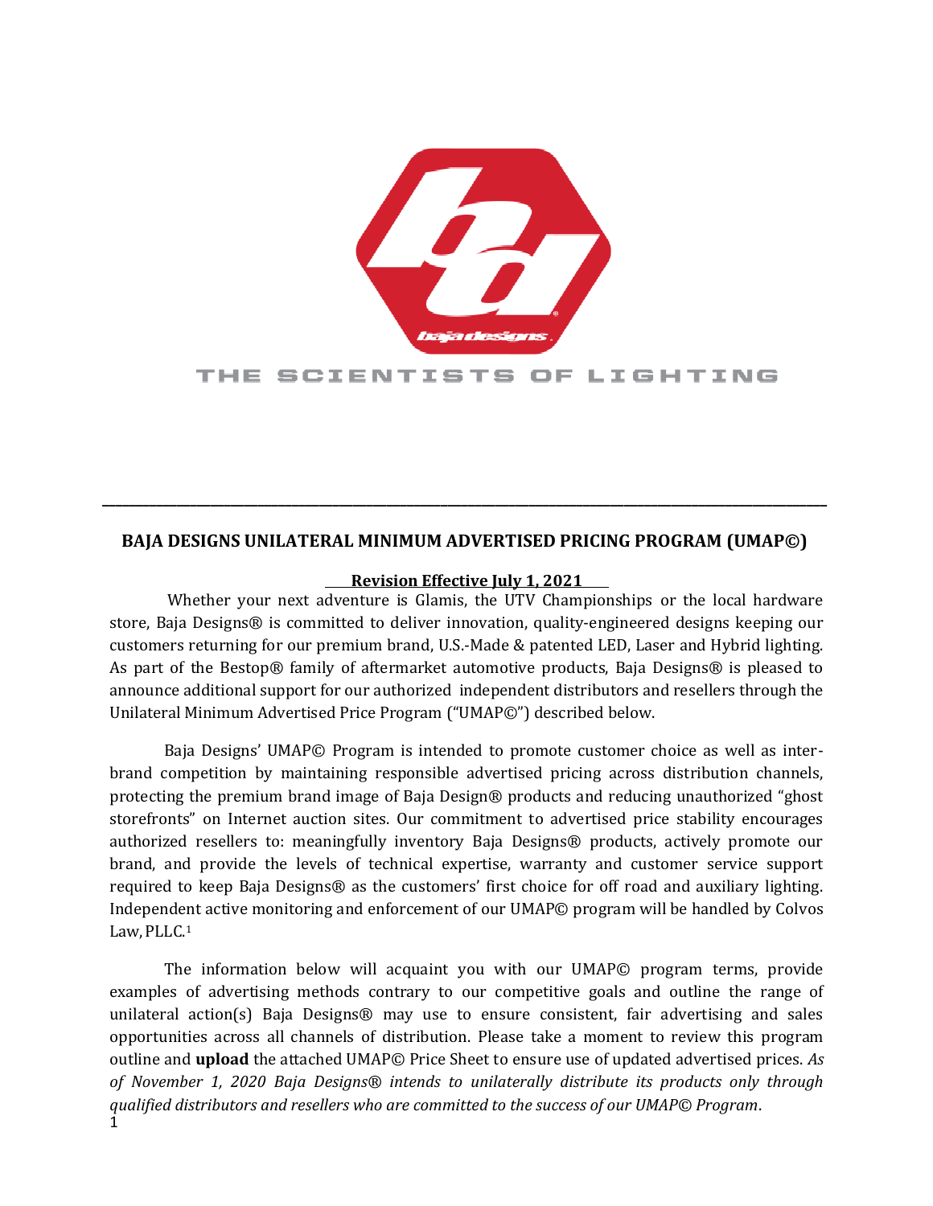THE SCIENTISTS OF LIGHTING

---

## BAJA DESIGNS UNILATERAL MINIMUM ADVERTISED PRICING PROGRAM (UMAP©)

**Revision Effective July 1, 2021**

Whether your next adventure is Glamis, the UTV Championships or the local hardware store, Baja Designs® is committed to deliver innovation, quality-engineered designs keeping our customers returning for our premium brand, U.S.-Made & patented LED, Laser and Hybrid lighting. As part of the Bestop® family of aftermarket automotive products, Baja Designs® is pleased to announce additional support for our authorized independent distributors and resellers through the Unilateral Minimum Advertised Price Program ("UMAP©") described below.

Baja Designs' UMAP© Program is intended to promote customer choice as well as inter-brand competition by maintaining responsible advertised pricing across distribution channels, protecting the premium brand image of Baja Design® products and reducing unauthorized "ghost storefronts" on Internet auction sites. Our commitment to advertised price stability encourages authorized resellers to: meaningfully inventory Baja Designs® products, actively promote our brand, and provide the levels of technical expertise, warranty and customer service support required to keep Baja Designs® as the customers' first choice for off road and auxiliary lighting. Independent active monitoring and enforcement of our UMAP© program will be handled by Colvos Law, PLLC.[1]

The information below will acquaint you with our UMAP© program terms, provide examples of advertising methods contrary to our competitive goals and outline the range of unilateral action(s) Baja Designs® may use to ensure consistent, fair advertising and sales opportunities across all channels of distribution. Please take a moment to review this program outline and **upload** the attached UMAP© Price Sheet to ensure use of updated advertised prices. *As of November 1, 2020 Baja Designs® intends to unilaterally distribute its products only through qualified distributors and resellers who are committed to the success of our UMAP© Program.*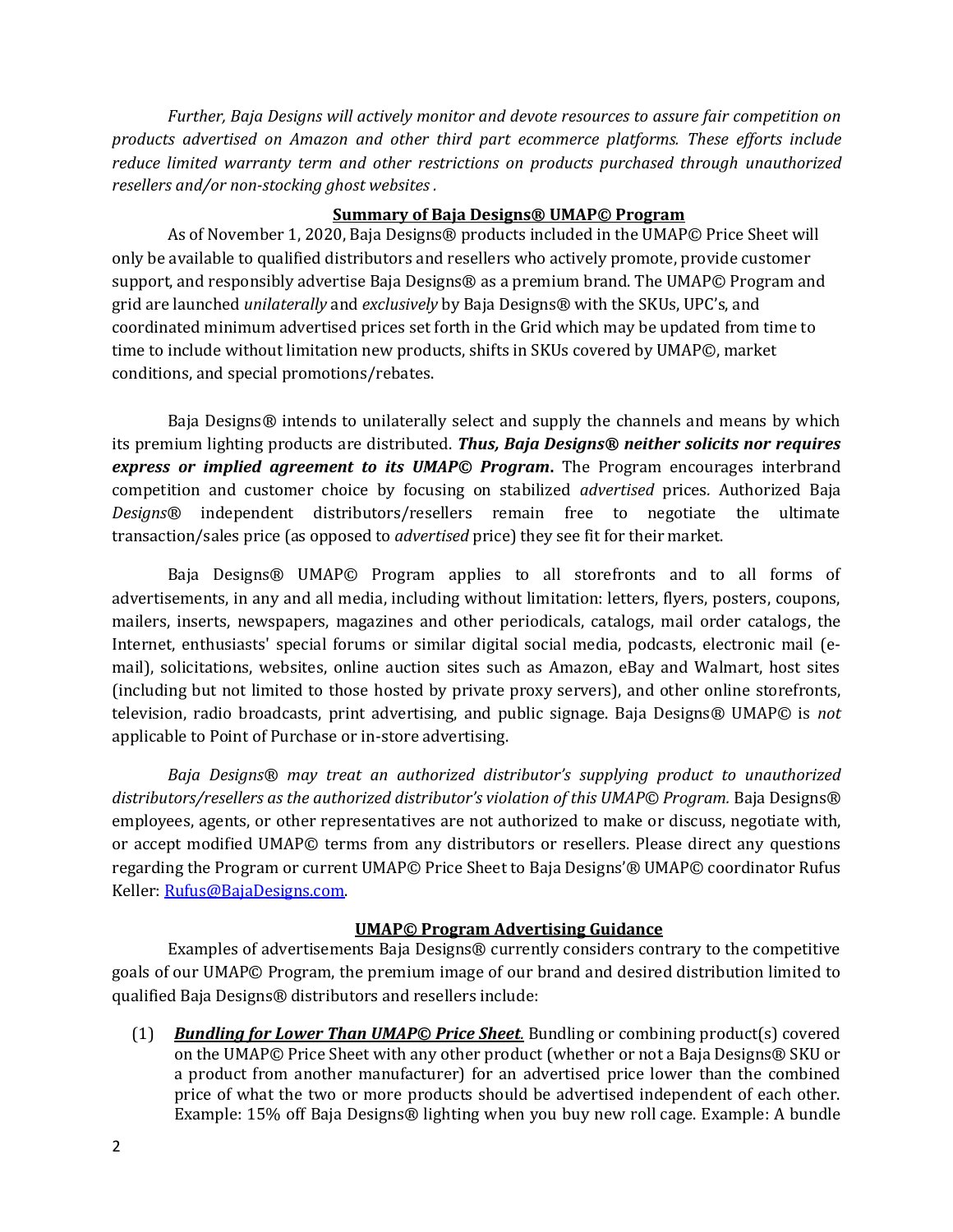*Further, Baja Designs will actively monitor and devote resources to assure fair competition on products advertised on Amazon and other third part ecommerce platforms. These efforts include reduce limited warranty term and other restrictions on products purchased through unauthorized resellers and/or non-stocking ghost websites .*

## Summary of Baja Designs® UMAP© Program

As of November 1, 2020, Baja Designs® products included in the UMAP© Price Sheet will only be available to qualified distributors and resellers who actively promote, provide customer support, and responsibly advertise Baja Designs® as a premium brand. The UMAP© Program and grid are launched *unilaterally* and *exclusively* by Baja Designs® with the SKUs, UPC's, and coordinated minimum advertised prices set forth in the Grid which may be updated from time to time to include without limitation new products, shifts in SKUs covered by UMAP©, market conditions, and special promotions/rebates.

Baja Designs® intends to unilaterally select and supply the channels and means by which its premium lighting products are distributed. ***Thus, Baja Designs® neither solicits nor requires express or implied agreement to its UMAP© Program*.** The Program encourages interbrand competition and customer choice by focusing on stabilized *advertised* prices. Authorized Baja *Designs*® independent distributors/resellers remain free to negotiate the ultimate transaction/sales price (as opposed to *advertised* price) they see fit for their market.

Baja Designs® UMAP© Program applies to all storefronts and to all forms of advertisements, in any and all media, including without limitation: letters, flyers, posters, coupons, mailers, inserts, newspapers, magazines and other periodicals, catalogs, mail order catalogs, the Internet, enthusiasts' special forums or similar digital social media, podcasts, electronic mail (e-mail), solicitations, websites, online auction sites such as Amazon, eBay and Walmart, host sites (including but not limited to those hosted by private proxy servers), and other online storefronts, television, radio broadcasts, print advertising, and public signage. Baja Designs® UMAP© is *not* applicable to Point of Purchase or in-store advertising.

*Baja Designs® may treat an authorized distributor's supplying product to unauthorized distributors/resellers as the authorized distributor's violation of this UMAP© Program.* Baja Designs® employees, agents, or other representatives are not authorized to make or discuss, negotiate with, or accept modified UMAP© terms from any distributors or resellers. Please direct any questions regarding the Program or current UMAP© Price Sheet to Baja Designs'® UMAP© coordinator Rufus Keller: Rufus@BajaDesigns.com.

## UMAP© Program Advertising Guidance

Examples of advertisements Baja Designs® currently considers contrary to the competitive goals of our UMAP© Program, the premium image of our brand and desired distribution limited to qualified Baja Designs® distributors and resellers include:

(1) ***Bundling for Lower Than UMAP© Price Sheet*.** Bundling or combining product(s) covered on the UMAP© Price Sheet with any other product (whether or not a Baja Designs® SKU or a product from another manufacturer) for an advertised price lower than the combined price of what the two or more products should be advertised independent of each other. Example: 15% off Baja Designs® lighting when you buy new roll cage. Example: A bundle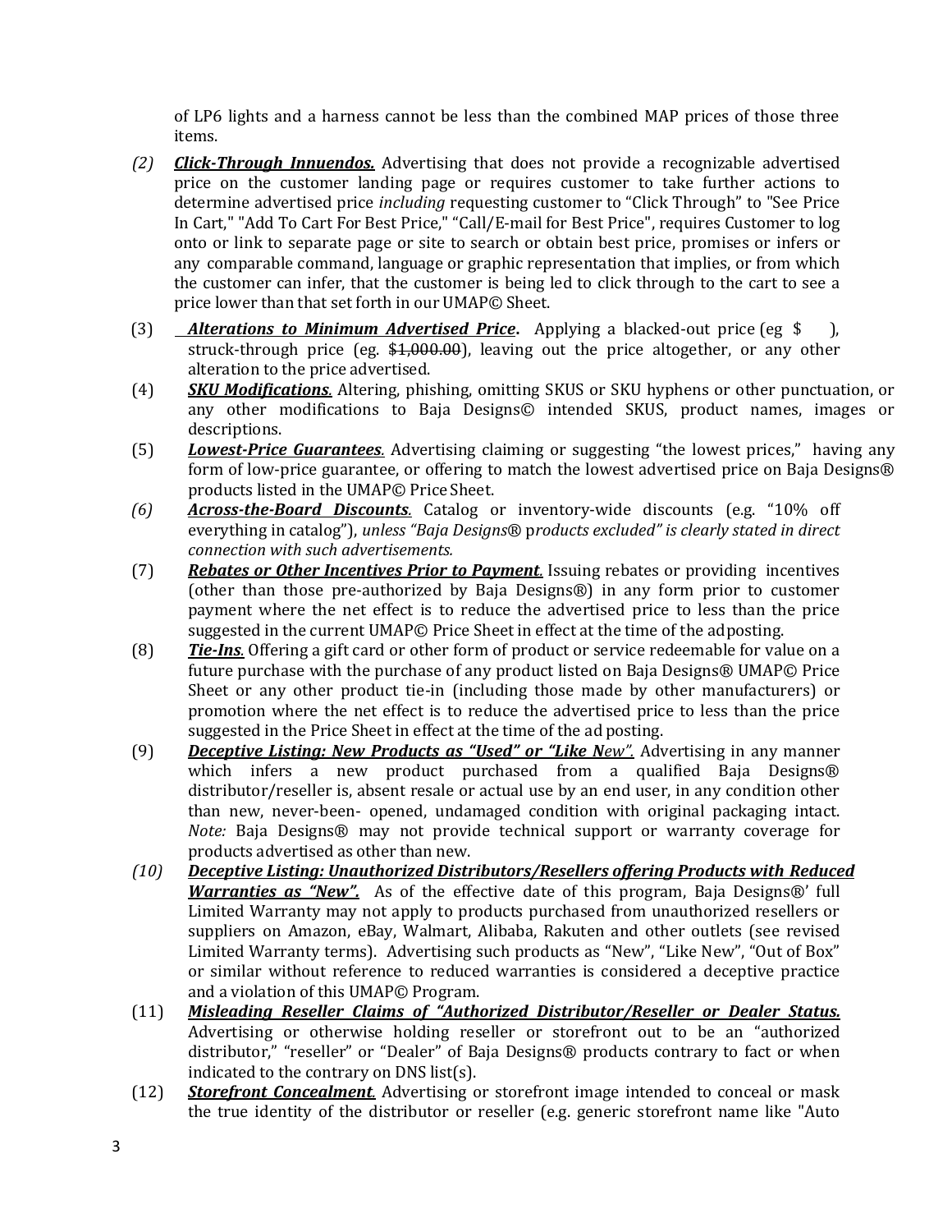of LP6 lights and a harness cannot be less than the combined MAP prices of those three items.

*(2)* ***Click-Through Innuendos.*** Advertising that does not provide a recognizable advertised price on the customer landing page or requires customer to take further actions to determine advertised price *including* requesting customer to "Click Through" to "See Price In Cart," "Add To Cart For Best Price," "Call/E-mail for Best Price", requires Customer to log onto or link to separate page or site to search or obtain best price, promises or infers or any comparable command, language or graphic representation that implies, or from which the customer can infer, that the customer is being led to click through to the cart to see a price lower than that set forth in our UMAP© Sheet.

(3) ***Alterations to Minimum Advertised Price*.** Applying a blacked-out price (eg $ ), struck-through price (eg. ~~$1,000.00~~), leaving out the price altogether, or any other alteration to the price advertised.

(4) ***SKU Modifications.*** Altering, phishing, omitting SKUS or SKU hyphens or other punctuation, or any other modifications to Baja Designs© intended SKUS, product names, images or descriptions.

(5) ***Lowest-Price Guarantees.*** Advertising claiming or suggesting "the lowest prices," having any form of low-price guarantee, or offering to match the lowest advertised price on Baja Designs® products listed in the UMAP© Price Sheet.

*(6)* ***Across-the-Board Discounts.*** Catalog or inventory-wide discounts (e.g. "10% off everything in catalog"), *unless "Baja Designs® products excluded" is clearly stated in direct connection with such advertisements.*

(7) ***Rebates or Other Incentives Prior to Payment.*** Issuing rebates or providing incentives (other than those pre-authorized by Baja Designs®) in any form prior to customer payment where the net effect is to reduce the advertised price to less than the price suggested in the current UMAP© Price Sheet in effect at the time of the adposting.

(8) ***Tie-Ins.*** Offering a gift card or other form of product or service redeemable for value on a future purchase with the purchase of any product listed on Baja Designs® UMAP© Price Sheet or any other product tie-in (including those made by other manufacturers) or promotion where the net effect is to reduce the advertised price to less than the price suggested in the Price Sheet in effect at the time of the ad posting.

(9) ***Deceptive Listing: New Products as "Used" or "Like New".*** Advertising in any manner which infers a new product purchased from a qualified Baja Designs® distributor/reseller is, absent resale or actual use by an end user, in any condition other than new, never-been- opened, undamaged condition with original packaging intact. *Note:* Baja Designs® may not provide technical support or warranty coverage for products advertised as other than new.

*(10)* ***Deceptive Listing: Unauthorized Distributors/Resellers offering Products with Reduced Warranties as "New".*** As of the effective date of this program, Baja Designs®' full Limited Warranty may not apply to products purchased from unauthorized resellers or suppliers on Amazon, eBay, Walmart, Alibaba, Rakuten and other outlets (see revised Limited Warranty terms). Advertising such products as "New", "Like New", "Out of Box" or similar without reference to reduced warranties is considered a deceptive practice and a violation of this UMAP© Program.

(11) ***Misleading Reseller Claims of "Authorized Distributor/Reseller or Dealer Status.*** Advertising or otherwise holding reseller or storefront out to be an "authorized distributor," "reseller" or "Dealer" of Baja Designs® products contrary to fact or when indicated to the contrary on DNS list(s).

(12) ***Storefront Concealment.*** Advertising or storefront image intended to conceal or mask the true identity of the distributor or reseller (e.g. generic storefront name like "Auto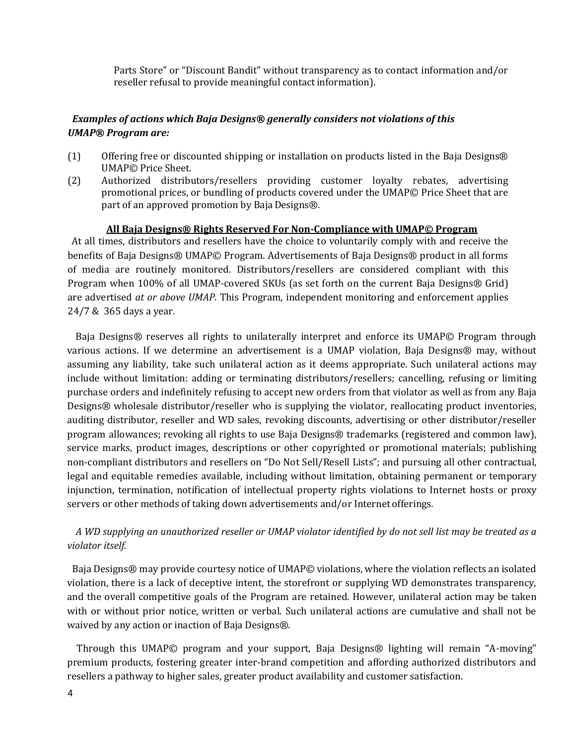Parts Store" or "Discount Bandit" without transparency as to contact information and/or reseller refusal to provide meaningful contact information).

***Examples of actions which Baja Designs® generally considers not violations of this UMAP® Program are:***

(1) Offering free or discounted shipping or installation on products listed in the Baja Designs® UMAP© Price Sheet.

(2) Authorized distributors/resellers providing customer loyalty rebates, advertising promotional prices, or bundling of products covered under the UMAP© Price Sheet that are part of an approved promotion by Baja Designs®.

**All Baja Designs® Rights Reserved For Non-Compliance with UMAP© Program**

At all times, distributors and resellers have the choice to voluntarily comply with and receive the benefits of Baja Designs® UMAP© Program. Advertisements of Baja Designs® product in all forms of media are routinely monitored. Distributors/resellers are considered compliant with this Program when 100% of all UMAP-covered SKUs (as set forth on the current Baja Designs® Grid) are advertised *at or above UMAP*. This Program, independent monitoring and enforcement applies 24/7 & 365 days a year.

Baja Designs® reserves all rights to unilaterally interpret and enforce its UMAP© Program through various actions. If we determine an advertisement is a UMAP violation, Baja Designs® may, without assuming any liability, take such unilateral action as it deems appropriate. Such unilateral actions may include without limitation: adding or terminating distributors/resellers; cancelling, refusing or limiting purchase orders and indefinitely refusing to accept new orders from that violator as well as from any Baja Designs® wholesale distributor/reseller who is supplying the violator, reallocating product inventories, auditing distributor, reseller and WD sales, revoking discounts, advertising or other distributor/reseller program allowances; revoking all rights to use Baja Designs® trademarks (registered and common law), service marks, product images, descriptions or other copyrighted or promotional materials; publishing non-compliant distributors and resellers on "Do Not Sell/Resell Lists"; and pursuing all other contractual, legal and equitable remedies available, including without limitation, obtaining permanent or temporary injunction, termination, notification of intellectual property rights violations to Internet hosts or proxy servers or other methods of taking down advertisements and/or Internet offerings.

*A WD supplying an unauthorized reseller or UMAP violator identified by do not sell list may be treated as a violator itself.*

Baja Designs® may provide courtesy notice of UMAP© violations, where the violation reflects an isolated violation, there is a lack of deceptive intent, the storefront or supplying WD demonstrates transparency, and the overall competitive goals of the Program are retained. However, unilateral action may be taken with or without prior notice, written or verbal. Such unilateral actions are cumulative and shall not be waived by any action or inaction of Baja Designs®.

Through this UMAP© program and your support, Baja Designs® lighting will remain "A-moving" premium products, fostering greater inter-brand competition and affording authorized distributors and resellers a pathway to higher sales, greater product availability and customer satisfaction.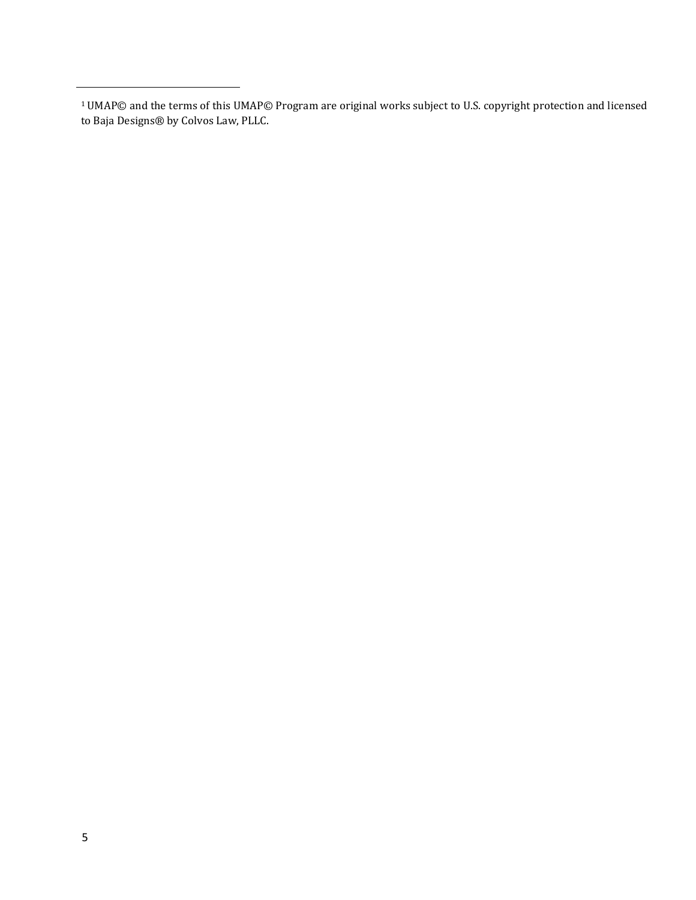[1] UMAP© and the terms of this UMAP© Program are original works subject to U.S. copyright protection and licensed to Baja Designs® by Colvos Law, PLLC.